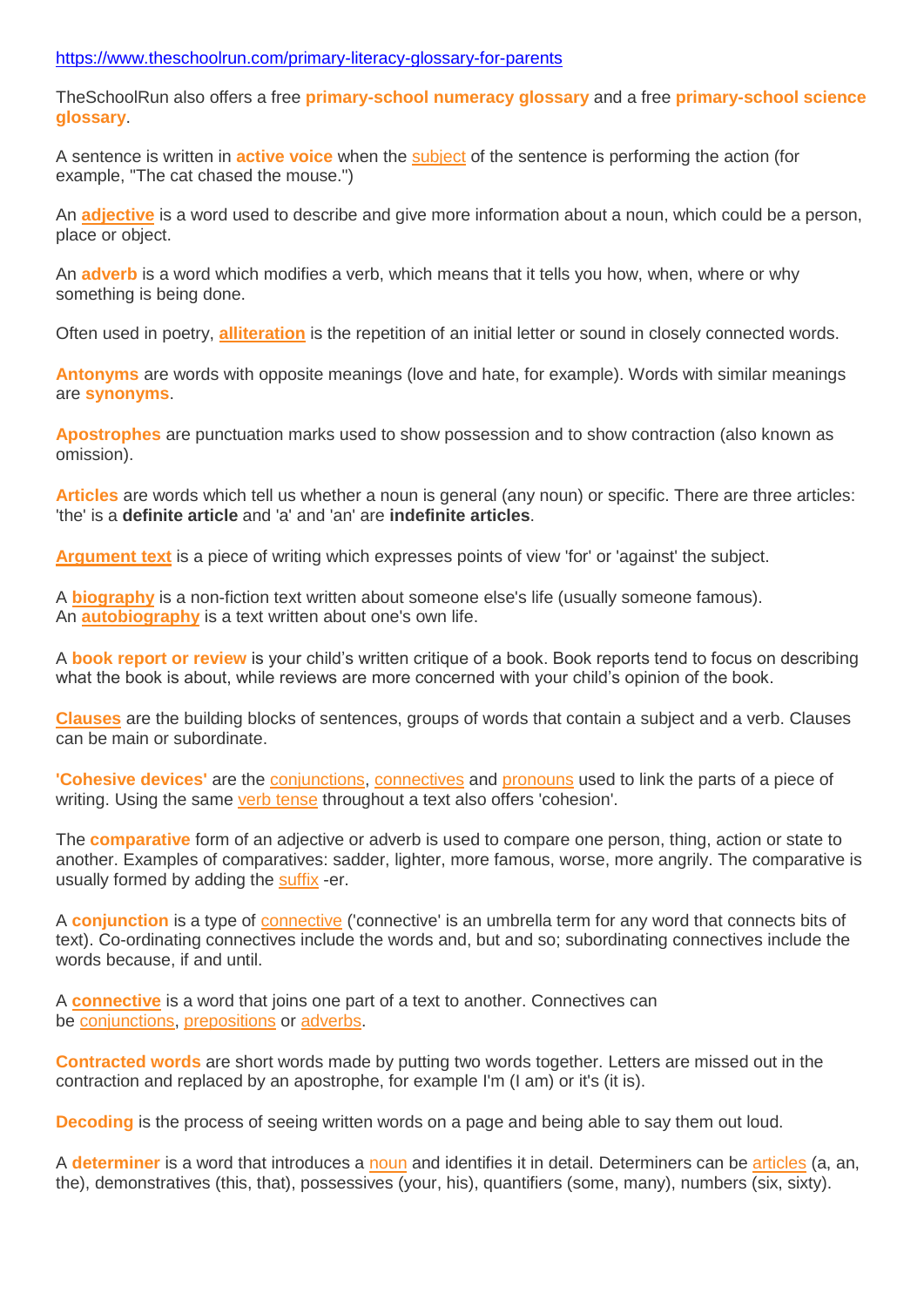https://www.theschoolrun.com/primary-literacy-glossary-for-parents

TheSchoolRun also offers a free **primary-school numeracy glossary** and a free **primary-school science glossary**.

A sentence is written in **active voice** when the subject of the sentence is performing the action (for example, "The cat chased the mouse.")

An **adjective** is a word used to describe and give more information about a noun, which could be a person, place or object.

An **adverb** is a word which modifies a verb, which means that it tells you how, when, where or why something is being done.

Often used in poetry, **alliteration** is the repetition of an initial letter or sound in closely connected words.

**Antonyms** are words with opposite meanings (love and hate, for example). Words with similar meanings are **synonyms**.

**Apostrophes** are punctuation marks used to show possession and to show contraction (also known as omission).

**Articles** are words which tell us whether a noun is general (any noun) or specific. There are three articles: 'the' is a **definite article** and 'a' and 'an' are **indefinite articles**.

**Argument text** is a piece of writing which expresses points of view 'for' or 'against' the subject.

A **biography** is a non-fiction text written about someone else's life (usually someone famous).
An **autobiography** is a text written about one's own life.

A **book report or review** is your child's written critique of a book. Book reports tend to focus on describing what the book is about, while reviews are more concerned with your child's opinion of the book.

**Clauses** are the building blocks of sentences, groups of words that contain a subject and a verb. Clauses can be main or subordinate.

**'Cohesive devices'** are the conjunctions, connectives and pronouns used to link the parts of a piece of writing. Using the same verb tense throughout a text also offers 'cohesion'.

The **comparative** form of an adjective or adverb is used to compare one person, thing, action or state to another. Examples of comparatives: sadder, lighter, more famous, worse, more angrily. The comparative is usually formed by adding the suffix -er.

A **conjunction** is a type of connective ('connective' is an umbrella term for any word that connects bits of text). Co-ordinating connectives include the words and, but and so; subordinating connectives include the words because, if and until.

A **connective** is a word that joins one part of a text to another. Connectives can be conjunctions, prepositions or adverbs.

**Contracted words** are short words made by putting two words together. Letters are missed out in the contraction and replaced by an apostrophe, for example I'm (I am) or it's (it is).

**Decoding** is the process of seeing written words on a page and being able to say them out loud.

A **determiner** is a word that introduces a noun and identifies it in detail. Determiners can be articles (a, an, the), demonstratives (this, that), possessives (your, his), quantifiers (some, many), numbers (six, sixty).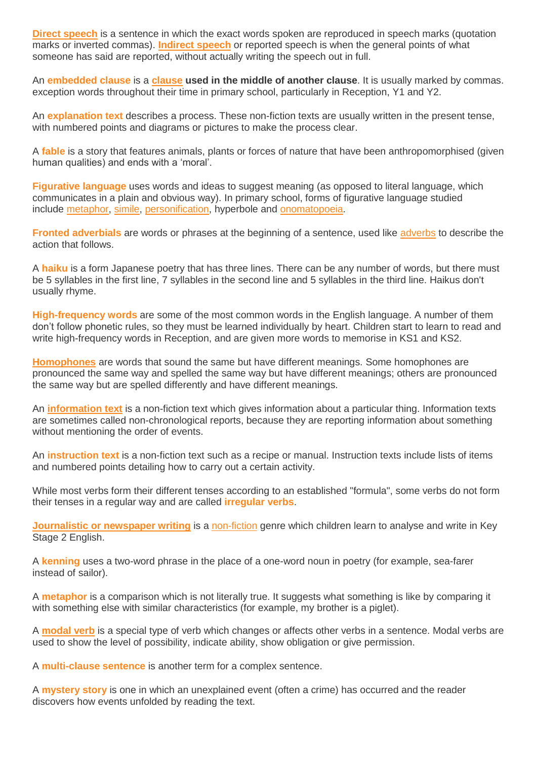**Direct speech** is a sentence in which the exact words spoken are reproduced in speech marks (quotation marks or inverted commas). **Indirect speech** or reported speech is when the general points of what someone has said are reported, without actually writing the speech out in full.

An **embedded clause** is a **clause used in the middle of another clause**. It is usually marked by commas. exception words throughout their time in primary school, particularly in Reception, Y1 and Y2.

An **explanation text** describes a process. These non-fiction texts are usually written in the present tense, with numbered points and diagrams or pictures to make the process clear.

A **fable** is a story that features animals, plants or forces of nature that have been anthropomorphised (given human qualities) and ends with a 'moral'.

**Figurative language** uses words and ideas to suggest meaning (as opposed to literal language, which communicates in a plain and obvious way). In primary school, forms of figurative language studied include metaphor, simile, personification, hyperbole and onomatopoeia.

**Fronted adverbials** are words or phrases at the beginning of a sentence, used like adverbs to describe the action that follows.

A **haiku** is a form Japanese poetry that has three lines. There can be any number of words, but there must be 5 syllables in the first line, 7 syllables in the second line and 5 syllables in the third line. Haikus don't usually rhyme.

**High-frequency words** are some of the most common words in the English language. A number of them don't follow phonetic rules, so they must be learned individually by heart. Children start to learn to read and write high-frequency words in Reception, and are given more words to memorise in KS1 and KS2.

**Homophones** are words that sound the same but have different meanings. Some homophones are pronounced the same way and spelled the same way but have different meanings; others are pronounced the same way but are spelled differently and have different meanings.

An **information text** is a non-fiction text which gives information about a particular thing. Information texts are sometimes called non-chronological reports, because they are reporting information about something without mentioning the order of events.

An **instruction text** is a non-fiction text such as a recipe or manual. Instruction texts include lists of items and numbered points detailing how to carry out a certain activity.

While most verbs form their different tenses according to an established "formula", some verbs do not form their tenses in a regular way and are called **irregular verbs**.

**Journalistic or newspaper writing** is a non-fiction genre which children learn to analyse and write in Key Stage 2 English.

A **kenning** uses a two-word phrase in the place of a one-word noun in poetry (for example, sea-farer instead of sailor).

A **metaphor** is a comparison which is not literally true. It suggests what something is like by comparing it with something else with similar characteristics (for example, my brother is a piglet).

A **modal verb** is a special type of verb which changes or affects other verbs in a sentence. Modal verbs are used to show the level of possibility, indicate ability, show obligation or give permission.

A **multi-clause sentence** is another term for a complex sentence.

A **mystery story** is one in which an unexplained event (often a crime) has occurred and the reader discovers how events unfolded by reading the text.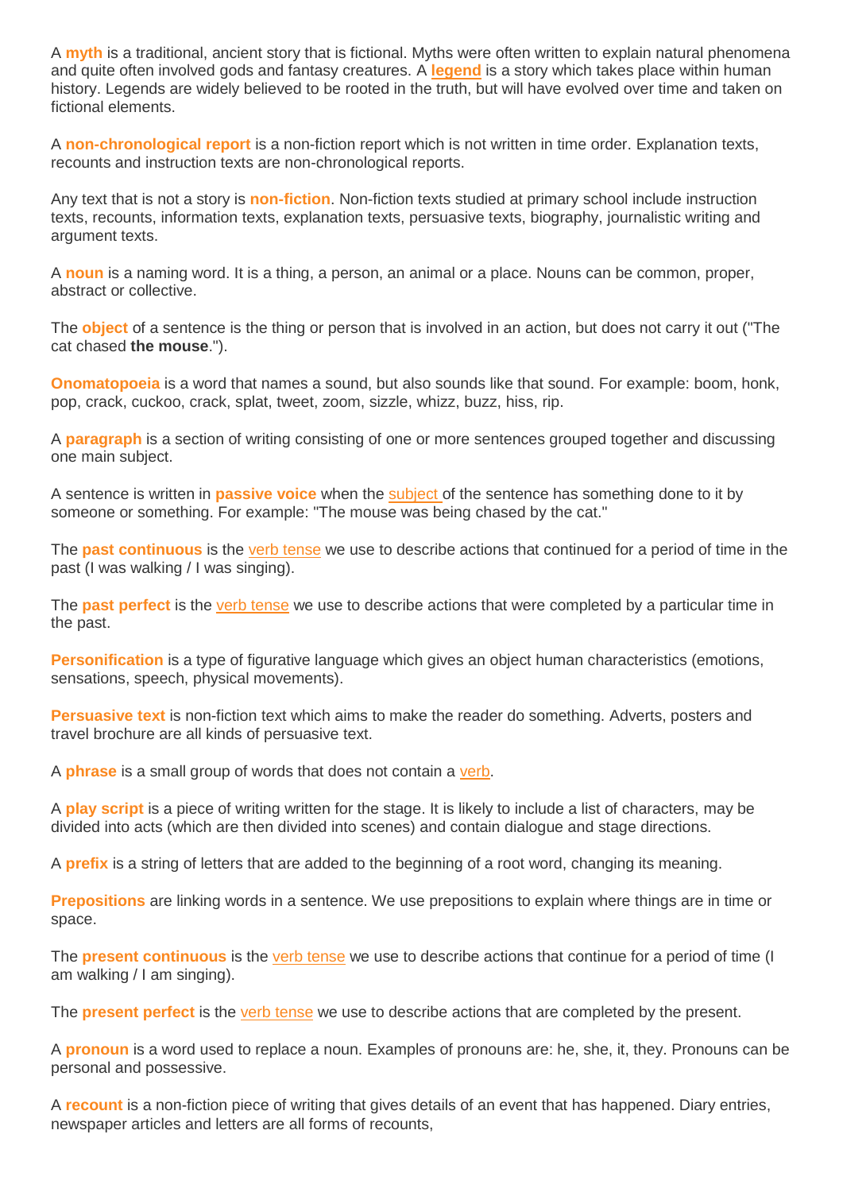A **myth** is a traditional, ancient story that is fictional. Myths were often written to explain natural phenomena and quite often involved gods and fantasy creatures. A **legend** is a story which takes place within human history. Legends are widely believed to be rooted in the truth, but will have evolved over time and taken on fictional elements.

A **non-chronological report** is a non-fiction report which is not written in time order. Explanation texts, recounts and instruction texts are non-chronological reports.

Any text that is not a story is **non-fiction**. Non-fiction texts studied at primary school include instruction texts, recounts, information texts, explanation texts, persuasive texts, biography, journalistic writing and argument texts.

A **noun** is a naming word. It is a thing, a person, an animal or a place. Nouns can be common, proper, abstract or collective.

The **object** of a sentence is the thing or person that is involved in an action, but does not carry it out ("The cat chased **the mouse**.").

**Onomatopoeia** is a word that names a sound, but also sounds like that sound. For example: boom, honk, pop, crack, cuckoo, crack, splat, tweet, zoom, sizzle, whizz, buzz, hiss, rip.

A **paragraph** is a section of writing consisting of one or more sentences grouped together and discussing one main subject.

A sentence is written in **passive voice** when the subject of the sentence has something done to it by someone or something. For example: "The mouse was being chased by the cat."

The **past continuous** is the verb tense we use to describe actions that continued for a period of time in the past (I was walking / I was singing).

The **past perfect** is the verb tense we use to describe actions that were completed by a particular time in the past.

**Personification** is a type of figurative language which gives an object human characteristics (emotions, sensations, speech, physical movements).

**Persuasive text** is non-fiction text which aims to make the reader do something. Adverts, posters and travel brochure are all kinds of persuasive text.

A **phrase** is a small group of words that does not contain a verb.

A **play script** is a piece of writing written for the stage. It is likely to include a list of characters, may be divided into acts (which are then divided into scenes) and contain dialogue and stage directions.

A **prefix** is a string of letters that are added to the beginning of a root word, changing its meaning.

**Prepositions** are linking words in a sentence. We use prepositions to explain where things are in time or space.

The **present continuous** is the verb tense we use to describe actions that continue for a period of time (I am walking / I am singing).

The **present perfect** is the verb tense we use to describe actions that are completed by the present.

A **pronoun** is a word used to replace a noun. Examples of pronouns are: he, she, it, they. Pronouns can be personal and possessive.

A **recount** is a non-fiction piece of writing that gives details of an event that has happened. Diary entries, newspaper articles and letters are all forms of recounts,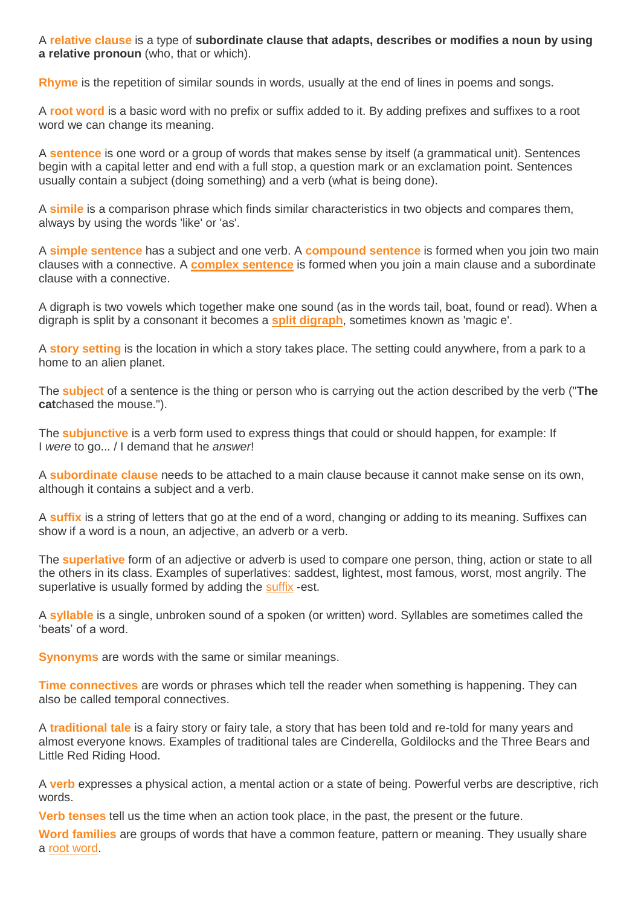A **relative clause** is a type of **subordinate clause that adapts, describes or modifies a noun by using a relative pronoun** (who, that or which).

**Rhyme** is the repetition of similar sounds in words, usually at the end of lines in poems and songs.

A **root word** is a basic word with no prefix or suffix added to it. By adding prefixes and suffixes to a root word we can change its meaning.

A **sentence** is one word or a group of words that makes sense by itself (a grammatical unit). Sentences begin with a capital letter and end with a full stop, a question mark or an exclamation point. Sentences usually contain a subject (doing something) and a verb (what is being done).

A **simile** is a comparison phrase which finds similar characteristics in two objects and compares them, always by using the words 'like' or 'as'.

A **simple sentence** has a subject and one verb. A **compound sentence** is formed when you join two main clauses with a connective. A **complex sentence** is formed when you join a main clause and a subordinate clause with a connective.

A digraph is two vowels which together make one sound (as in the words tail, boat, found or read). When a digraph is split by a consonant it becomes a **split digraph**, sometimes known as 'magic e'.

A **story setting** is the location in which a story takes place. The setting could anywhere, from a park to a home to an alien planet.

The **subject** of a sentence is the thing or person who is carrying out the action described by the verb ("**The cat**chased the mouse.").

The **subjunctive** is a verb form used to express things that could or should happen, for example: If I *were* to go... / I demand that he *answer*!

A **subordinate clause** needs to be attached to a main clause because it cannot make sense on its own, although it contains a subject and a verb.

A **suffix** is a string of letters that go at the end of a word, changing or adding to its meaning. Suffixes can show if a word is a noun, an adjective, an adverb or a verb.

The **superlative** form of an adjective or adverb is used to compare one person, thing, action or state to all the others in its class. Examples of superlatives: saddest, lightest, most famous, worst, most angrily. The superlative is usually formed by adding the suffix -est.

A **syllable** is a single, unbroken sound of a spoken (or written) word. Syllables are sometimes called the 'beats' of a word.

**Synonyms** are words with the same or similar meanings.

**Time connectives** are words or phrases which tell the reader when something is happening. They can also be called temporal connectives.

A **traditional tale** is a fairy story or fairy tale, a story that has been told and re-told for many years and almost everyone knows. Examples of traditional tales are Cinderella, Goldilocks and the Three Bears and Little Red Riding Hood.

A **verb** expresses a physical action, a mental action or a state of being. Powerful verbs are descriptive, rich words.

**Verb tenses** tell us the time when an action took place, in the past, the present or the future.

**Word families** are groups of words that have a common feature, pattern or meaning. They usually share a root word.